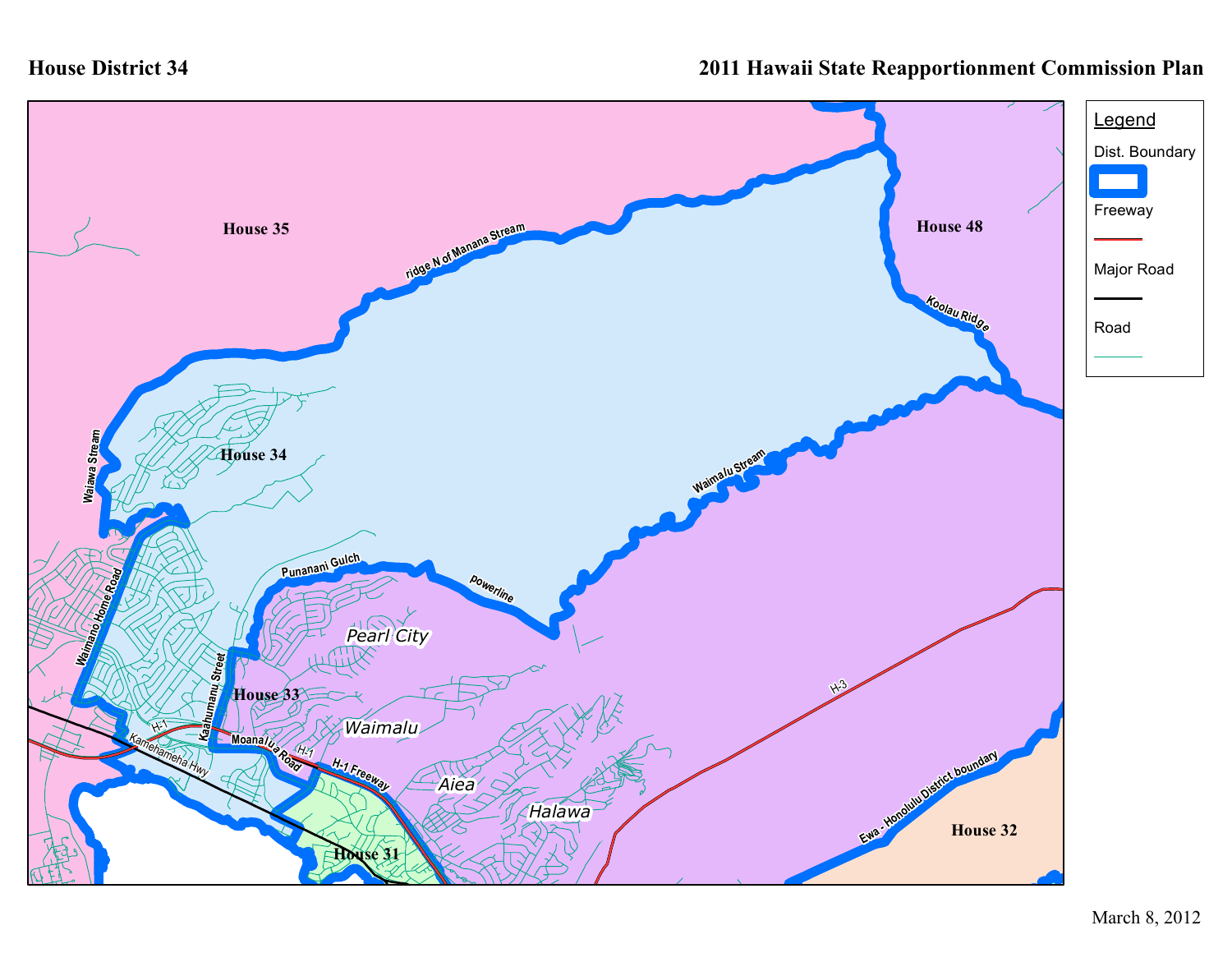House District 34

2011 Hawaii State Reapportionment Commission Plan

Legend

- Dist. Boundary
- Freeway
- Major Road
- Road

House 35

House 48

House 34

House 33

House 31

House 32

ridge N of Manana Stream

Koolau Ridge

Waiawa Stream

Waimalu Stream

Punanani Gulch

powerline

Waimano Home Road

Kaahumanu Street

Moanalua Road

Kamehameha Hwy

H-1

H-1 Freeway

H-3

Ewa - Honolulu District boundary

Pearl City

Waimalu

Aiea

Halawa

March 8, 2012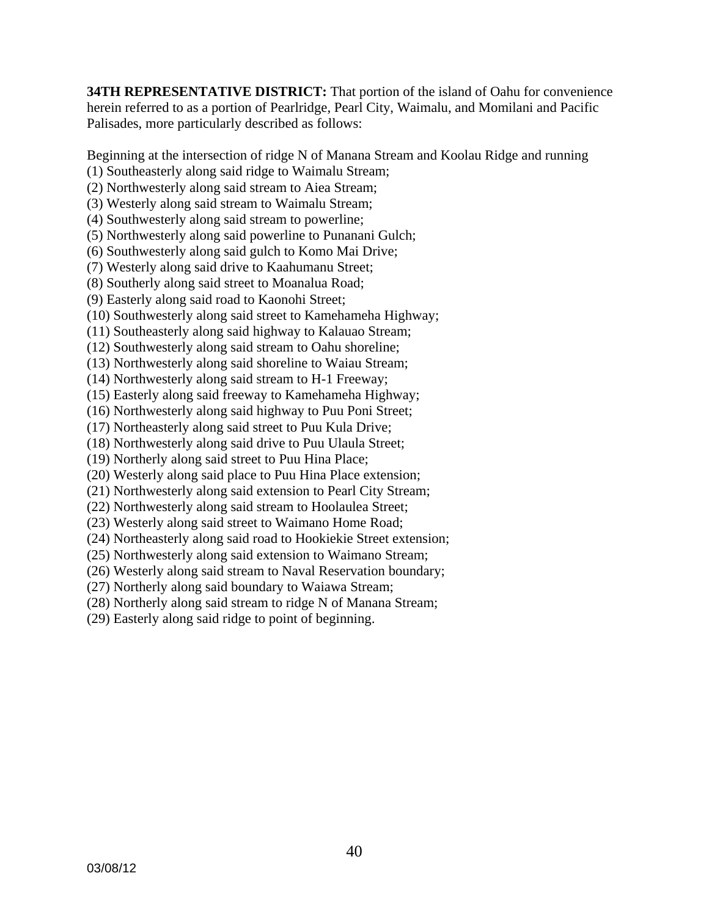**34TH REPRESENTATIVE DISTRICT:** That portion of the island of Oahu for convenience herein referred to as a portion of Pearlridge, Pearl City, Waimalu, and Momilani and Pacific Palisades, more particularly described as follows:

Beginning at the intersection of ridge N of Manana Stream and Koolau Ridge and running
(1) Southeasterly along said ridge to Waimalu Stream;
(2) Northwesterly along said stream to Aiea Stream;
(3) Westerly along said stream to Waimalu Stream;
(4) Southwesterly along said stream to powerline;
(5) Northwesterly along said powerline to Punanani Gulch;
(6) Southwesterly along said gulch to Komo Mai Drive;
(7) Westerly along said drive to Kaahumanu Street;
(8) Southerly along said street to Moanalua Road;
(9) Easterly along said road to Kaonohi Street;
(10) Southwesterly along said street to Kamehameha Highway;
(11) Southeasterly along said highway to Kalauao Stream;
(12) Southwesterly along said stream to Oahu shoreline;
(13) Northwesterly along said shoreline to Waiau Stream;
(14) Northwesterly along said stream to H-1 Freeway;
(15) Easterly along said freeway to Kamehameha Highway;
(16) Northwesterly along said highway to Puu Poni Street;
(17) Northeasterly along said street to Puu Kula Drive;
(18) Northwesterly along said drive to Puu Ulaula Street;
(19) Northerly along said street to Puu Hina Place;
(20) Westerly along said place to Puu Hina Place extension;
(21) Northwesterly along said extension to Pearl City Stream;
(22) Northwesterly along said stream to Hoolaulea Street;
(23) Westerly along said street to Waimano Home Road;
(24) Northeasterly along said road to Hookiekie Street extension;
(25) Northwesterly along said extension to Waimano Stream;
(26) Westerly along said stream to Naval Reservation boundary;
(27) Northerly along said boundary to Waiawa Stream;
(28) Northerly along said stream to ridge N of Manana Stream;
(29) Easterly along said ridge to point of beginning.

03/08/12